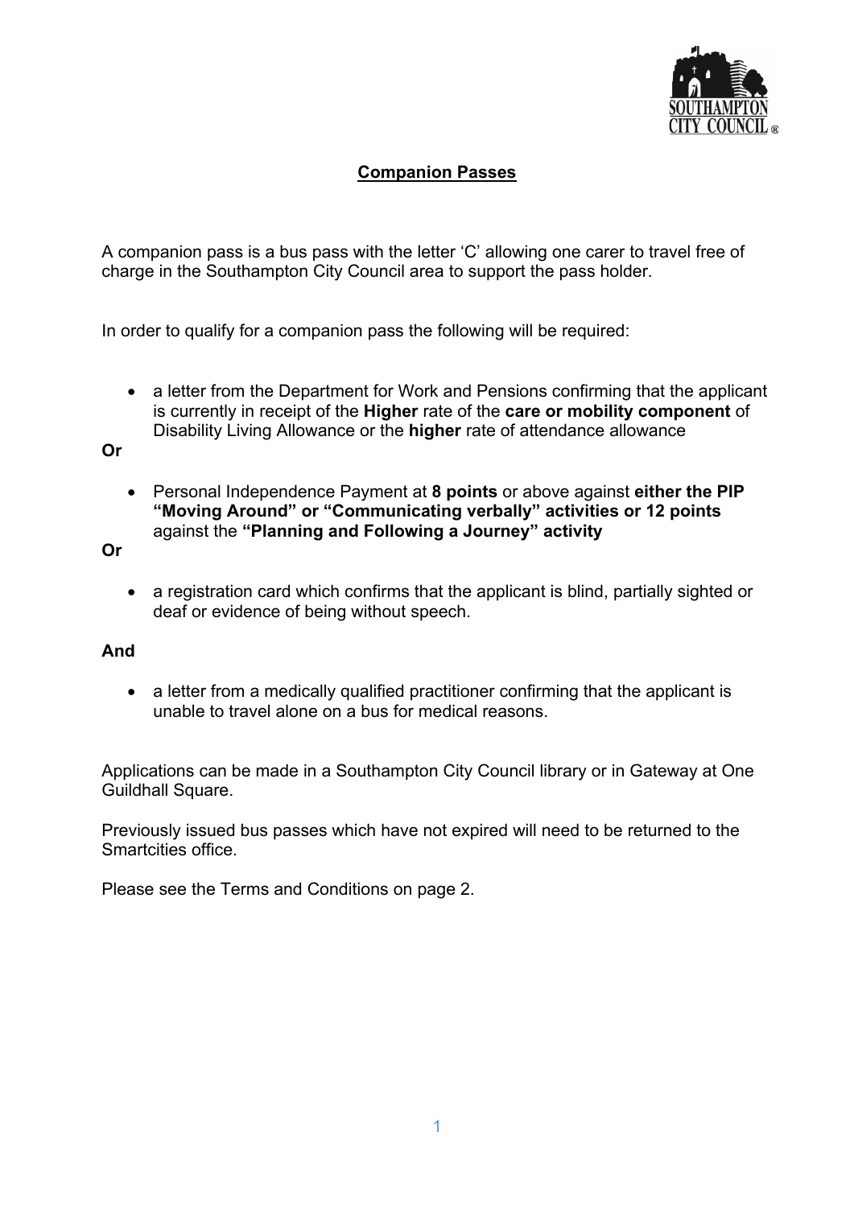# Companion Passes

A companion pass is a bus pass with the letter 'C' allowing one carer to travel free of charge in the Southampton City Council area to support the pass holder.

In order to qualify for a companion pass the following will be required:

- a letter from the Department for Work and Pensions confirming that the applicant is currently in receipt of the **Higher** rate of the **care or mobility component** of Disability Living Allowance or the **higher** rate of attendance allowance

**Or**

- Personal Independence Payment at **8 points** or above against **either the PIP "Moving Around" or "Communicating verbally" activities or 12 points** against the **"Planning and Following a Journey" activity**

**Or**

- a registration card which confirms that the applicant is blind, partially sighted or deaf or evidence of being without speech.

**And**

- a letter from a medically qualified practitioner confirming that the applicant is unable to travel alone on a bus for medical reasons.

Applications can be made in a Southampton City Council library or in Gateway at One Guildhall Square.

Previously issued bus passes which have not expired will need to be returned to the Smartcities office.

Please see the Terms and Conditions on page 2.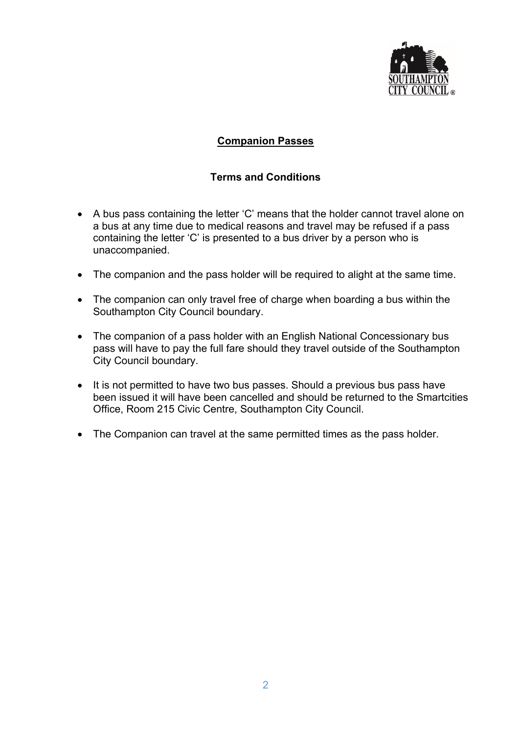## Companion Passes

### Terms and Conditions

- A bus pass containing the letter 'C' means that the holder cannot travel alone on a bus at any time due to medical reasons and travel may be refused if a pass containing the letter 'C' is presented to a bus driver by a person who is unaccompanied.

- The companion and the pass holder will be required to alight at the same time.

- The companion can only travel free of charge when boarding a bus within the Southampton City Council boundary.

- The companion of a pass holder with an English National Concessionary bus pass will have to pay the full fare should they travel outside of the Southampton City Council boundary.

- It is not permitted to have two bus passes. Should a previous bus pass have been issued it will have been cancelled and should be returned to the Smartcities Office, Room 215 Civic Centre, Southampton City Council.

- The Companion can travel at the same permitted times as the pass holder.